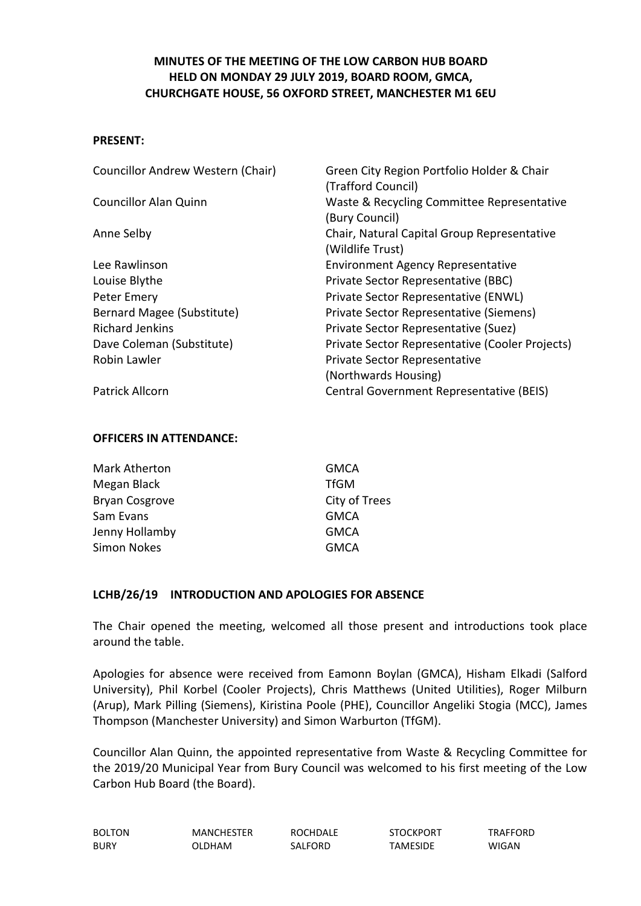# MINUTES OF THE MEETING OF THE LOW CARBON HUB BOARD HELD ON MONDAY 29 JULY 2019, BOARD ROOM, GMCA, CHURCHGATE HOUSE, 56 OXFORD STREET, MANCHESTER M1 6EU

**PRESENT:**

| | |
|---|---|
| Councillor Andrew Western (Chair) | Green City Region Portfolio Holder & Chair (Trafford Council) |
| Councillor Alan Quinn | Waste & Recycling Committee Representative (Bury Council) |
| Anne Selby | Chair, Natural Capital Group Representative (Wildlife Trust) |
| Lee Rawlinson | Environment Agency Representative |
| Louise Blythe | Private Sector Representative (BBC) |
| Peter Emery | Private Sector Representative (ENWL) |
| Bernard Magee (Substitute) | Private Sector Representative (Siemens) |
| Richard Jenkins | Private Sector Representative (Suez) |
| Dave Coleman (Substitute) | Private Sector Representative (Cooler Projects) |
| Robin Lawler | Private Sector Representative (Northwards Housing) |
| Patrick Allcorn | Central Government Representative (BEIS) |

**OFFICERS IN ATTENDANCE:**

| | |
|---|---|
| Mark Atherton | GMCA |
| Megan Black | TfGM |
| Bryan Cosgrove | City of Trees |
| Sam Evans | GMCA |
| Jenny Hollamby | GMCA |
| Simon Nokes | GMCA |

**LCHB/26/19 INTRODUCTION AND APOLOGIES FOR ABSENCE**

The Chair opened the meeting, welcomed all those present and introductions took place around the table.

Apologies for absence were received from Eamonn Boylan (GMCA), Hisham Elkadi (Salford University), Phil Korbel (Cooler Projects), Chris Matthews (United Utilities), Roger Milburn (Arup), Mark Pilling (Siemens), Kiristina Poole (PHE), Councillor Angeliki Stogia (MCC), James Thompson (Manchester University) and Simon Warburton (TfGM).

Councillor Alan Quinn, the appointed representative from Waste & Recycling Committee for the 2019/20 Municipal Year from Bury Council was welcomed to his first meeting of the Low Carbon Hub Board (the Board).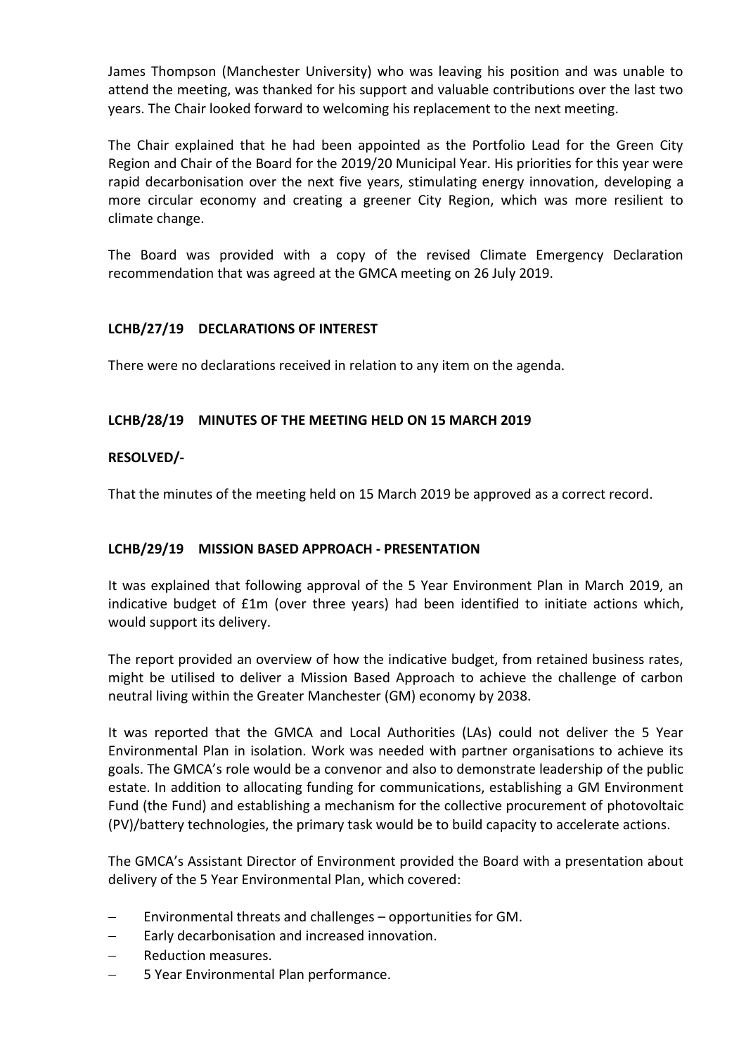James Thompson (Manchester University) who was leaving his position and was unable to attend the meeting, was thanked for his support and valuable contributions over the last two years. The Chair looked forward to welcoming his replacement to the next meeting.

The Chair explained that he had been appointed as the Portfolio Lead for the Green City Region and Chair of the Board for the 2019/20 Municipal Year. His priorities for this year were rapid decarbonisation over the next five years, stimulating energy innovation, developing a more circular economy and creating a greener City Region, which was more resilient to climate change.

The Board was provided with a copy of the revised Climate Emergency Declaration recommendation that was agreed at the GMCA meeting on 26 July 2019.

**LCHB/27/19 DECLARATIONS OF INTEREST**

There were no declarations received in relation to any item on the agenda.

**LCHB/28/19 MINUTES OF THE MEETING HELD ON 15 MARCH 2019**

**RESOLVED/-**

That the minutes of the meeting held on 15 March 2019 be approved as a correct record.

**LCHB/29/19 MISSION BASED APPROACH - PRESENTATION**

It was explained that following approval of the 5 Year Environment Plan in March 2019, an indicative budget of £1m (over three years) had been identified to initiate actions which, would support its delivery.

The report provided an overview of how the indicative budget, from retained business rates, might be utilised to deliver a Mission Based Approach to achieve the challenge of carbon neutral living within the Greater Manchester (GM) economy by 2038.

It was reported that the GMCA and Local Authorities (LAs) could not deliver the 5 Year Environmental Plan in isolation. Work was needed with partner organisations to achieve its goals. The GMCA's role would be a convenor and also to demonstrate leadership of the public estate. In addition to allocating funding for communications, establishing a GM Environment Fund (the Fund) and establishing a mechanism for the collective procurement of photovoltaic (PV)/battery technologies, the primary task would be to build capacity to accelerate actions.

The GMCA's Assistant Director of Environment provided the Board with a presentation about delivery of the 5 Year Environmental Plan, which covered:

- Environmental threats and challenges – opportunities for GM.
- Early decarbonisation and increased innovation.
- Reduction measures.
- 5 Year Environmental Plan performance.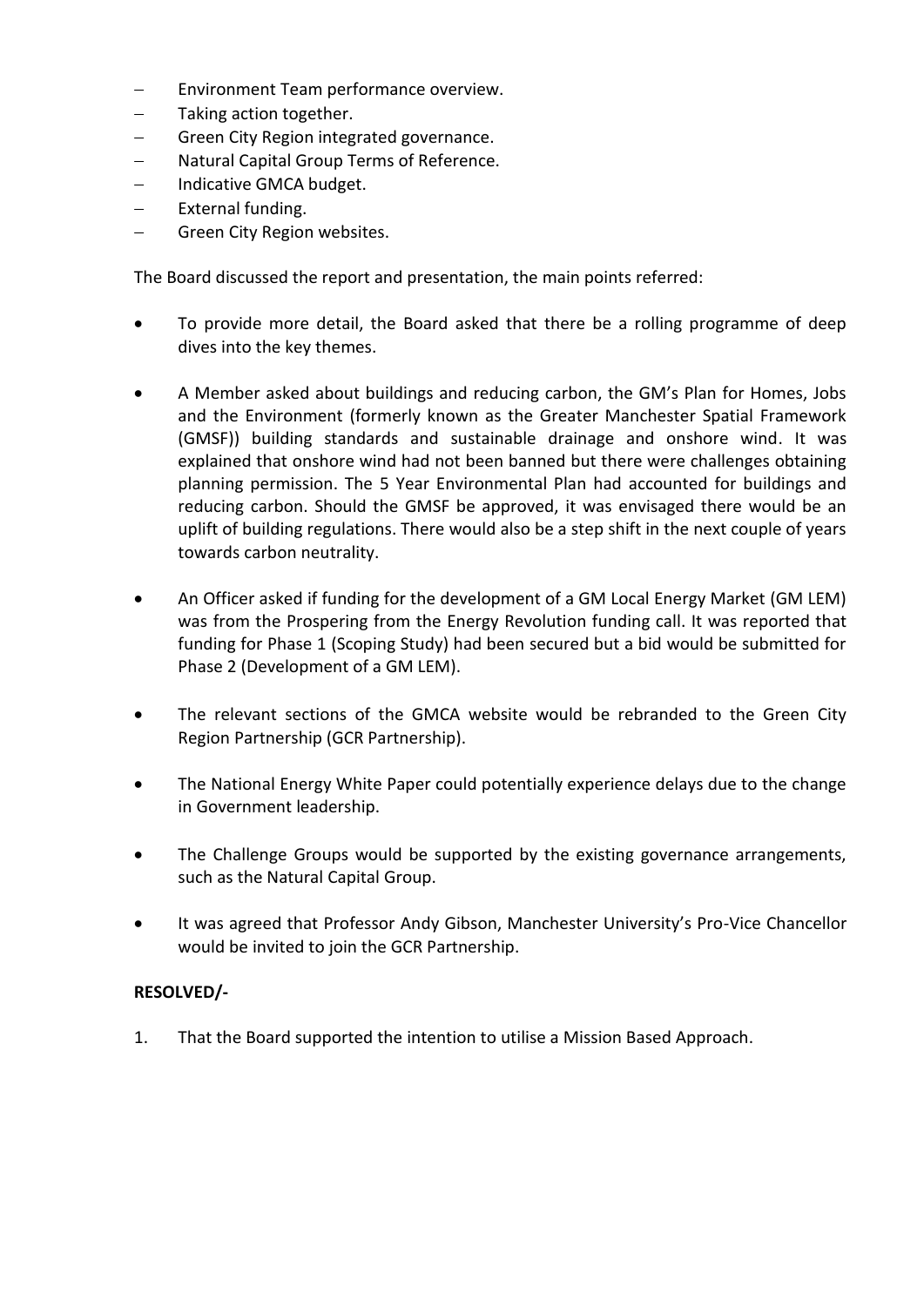- Environment Team performance overview.
- Taking action together.
- Green City Region integrated governance.
- Natural Capital Group Terms of Reference.
- Indicative GMCA budget.
- External funding.
- Green City Region websites.

The Board discussed the report and presentation, the main points referred:

- To provide more detail, the Board asked that there be a rolling programme of deep dives into the key themes.

- A Member asked about buildings and reducing carbon, the GM's Plan for Homes, Jobs and the Environment (formerly known as the Greater Manchester Spatial Framework (GMSF)) building standards and sustainable drainage and onshore wind. It was explained that onshore wind had not been banned but there were challenges obtaining planning permission. The 5 Year Environmental Plan had accounted for buildings and reducing carbon. Should the GMSF be approved, it was envisaged there would be an uplift of building regulations. There would also be a step shift in the next couple of years towards carbon neutrality.

- An Officer asked if funding for the development of a GM Local Energy Market (GM LEM) was from the Prospering from the Energy Revolution funding call. It was reported that funding for Phase 1 (Scoping Study) had been secured but a bid would be submitted for Phase 2 (Development of a GM LEM).

- The relevant sections of the GMCA website would be rebranded to the Green City Region Partnership (GCR Partnership).

- The National Energy White Paper could potentially experience delays due to the change in Government leadership.

- The Challenge Groups would be supported by the existing governance arrangements, such as the Natural Capital Group.

- It was agreed that Professor Andy Gibson, Manchester University's Pro-Vice Chancellor would be invited to join the GCR Partnership.

**RESOLVED/-**

1. That the Board supported the intention to utilise a Mission Based Approach.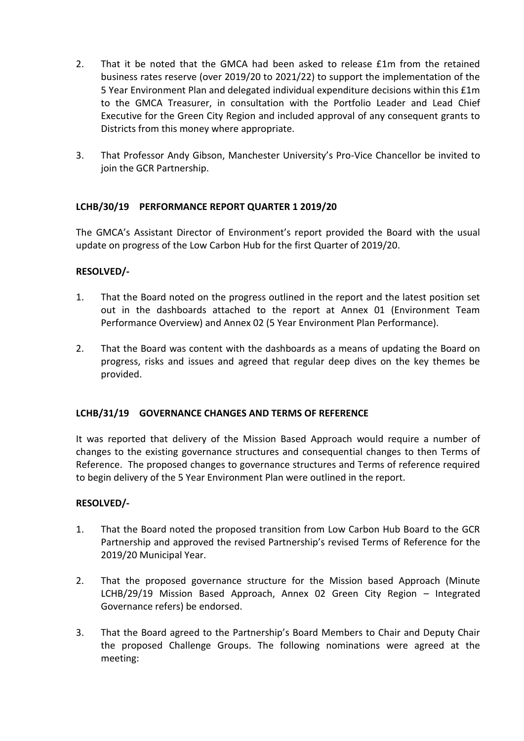2. That it be noted that the GMCA had been asked to release £1m from the retained business rates reserve (over 2019/20 to 2021/22) to support the implementation of the 5 Year Environment Plan and delegated individual expenditure decisions within this £1m to the GMCA Treasurer, in consultation with the Portfolio Leader and Lead Chief Executive for the Green City Region and included approval of any consequent grants to Districts from this money where appropriate.

3. That Professor Andy Gibson, Manchester University's Pro-Vice Chancellor be invited to join the GCR Partnership.

**LCHB/30/19 PERFORMANCE REPORT QUARTER 1 2019/20**

The GMCA's Assistant Director of Environment's report provided the Board with the usual update on progress of the Low Carbon Hub for the first Quarter of 2019/20.

**RESOLVED/-**

1. That the Board noted on the progress outlined in the report and the latest position set out in the dashboards attached to the report at Annex 01 (Environment Team Performance Overview) and Annex 02 (5 Year Environment Plan Performance).

2. That the Board was content with the dashboards as a means of updating the Board on progress, risks and issues and agreed that regular deep dives on the key themes be provided.

**LCHB/31/19 GOVERNANCE CHANGES AND TERMS OF REFERENCE**

It was reported that delivery of the Mission Based Approach would require a number of changes to the existing governance structures and consequential changes to then Terms of Reference. The proposed changes to governance structures and Terms of reference required to begin delivery of the 5 Year Environment Plan were outlined in the report.

**RESOLVED/-**

1. That the Board noted the proposed transition from Low Carbon Hub Board to the GCR Partnership and approved the revised Partnership's revised Terms of Reference for the 2019/20 Municipal Year.

2. That the proposed governance structure for the Mission based Approach (Minute LCHB/29/19 Mission Based Approach, Annex 02 Green City Region – Integrated Governance refers) be endorsed.

3. That the Board agreed to the Partnership's Board Members to Chair and Deputy Chair the proposed Challenge Groups. The following nominations were agreed at the meeting: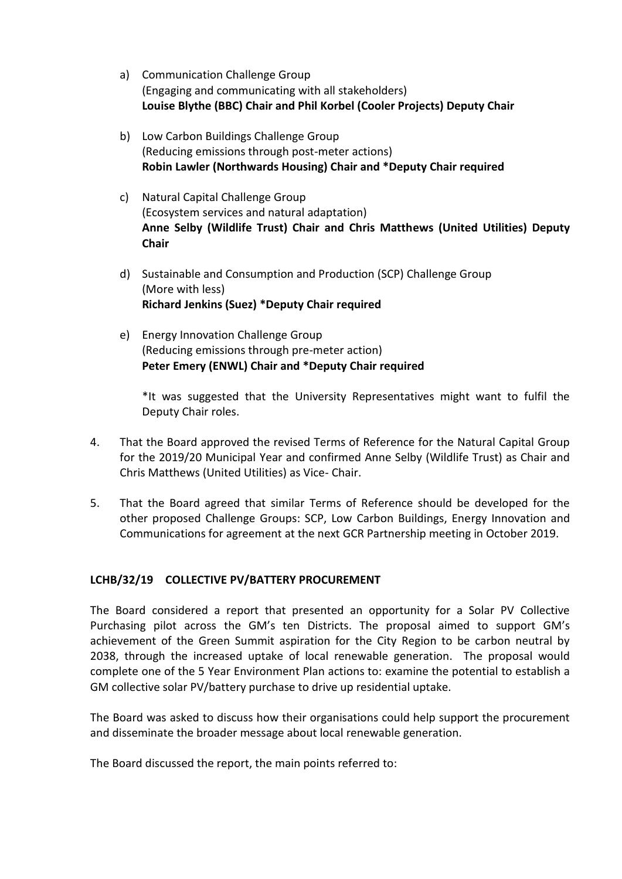a) Communication Challenge Group
   (Engaging and communicating with all stakeholders)
   **Louise Blythe (BBC) Chair and Phil Korbel (Cooler Projects) Deputy Chair**

b) Low Carbon Buildings Challenge Group
   (Reducing emissions through post-meter actions)
   **Robin Lawler (Northwards Housing) Chair and *Deputy Chair required**

c) Natural Capital Challenge Group
   (Ecosystem services and natural adaptation)
   **Anne Selby (Wildlife Trust) Chair and Chris Matthews (United Utilities) Deputy Chair**

d) Sustainable and Consumption and Production (SCP) Challenge Group
   (More with less)
   **Richard Jenkins (Suez) *Deputy Chair required**

e) Energy Innovation Challenge Group
   (Reducing emissions through pre-meter action)
   **Peter Emery (ENWL) Chair and *Deputy Chair required**

   *It was suggested that the University Representatives might want to fulfil the Deputy Chair roles.

4. That the Board approved the revised Terms of Reference for the Natural Capital Group for the 2019/20 Municipal Year and confirmed Anne Selby (Wildlife Trust) as Chair and Chris Matthews (United Utilities) as Vice- Chair.

5. That the Board agreed that similar Terms of Reference should be developed for the other proposed Challenge Groups: SCP, Low Carbon Buildings, Energy Innovation and Communications for agreement at the next GCR Partnership meeting in October 2019.

**LCHB/32/19 COLLECTIVE PV/BATTERY PROCUREMENT**

The Board considered a report that presented an opportunity for a Solar PV Collective Purchasing pilot across the GM's ten Districts. The proposal aimed to support GM's achievement of the Green Summit aspiration for the City Region to be carbon neutral by 2038, through the increased uptake of local renewable generation. The proposal would complete one of the 5 Year Environment Plan actions to: examine the potential to establish a GM collective solar PV/battery purchase to drive up residential uptake.

The Board was asked to discuss how their organisations could help support the procurement and disseminate the broader message about local renewable generation.

The Board discussed the report, the main points referred to: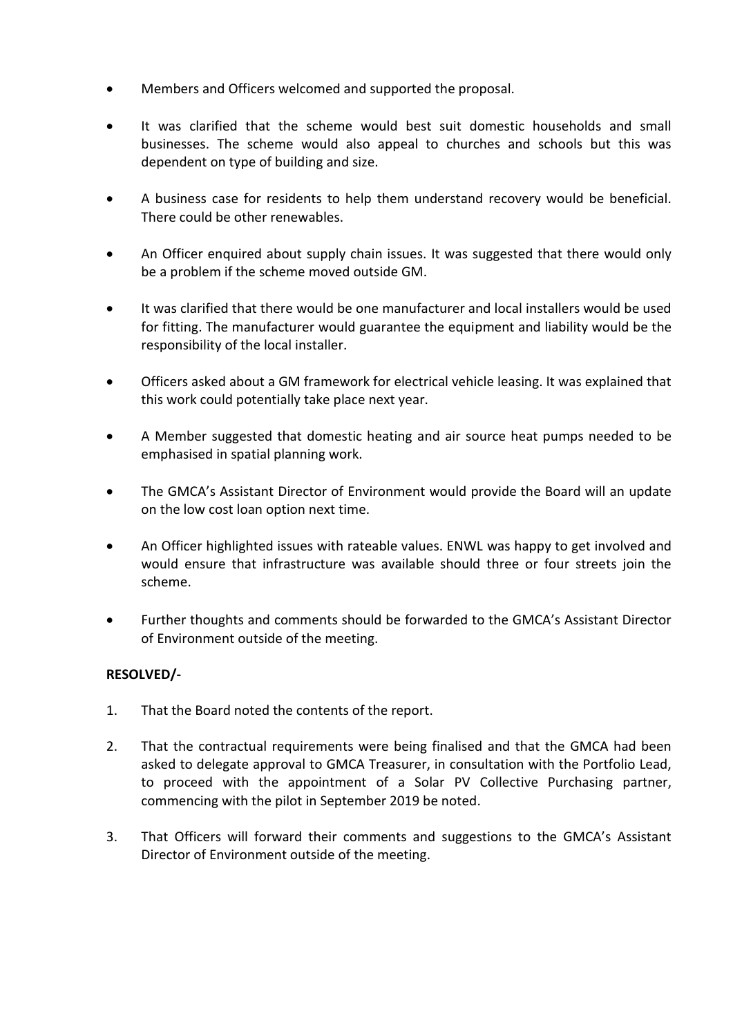- Members and Officers welcomed and supported the proposal.
- It was clarified that the scheme would best suit domestic households and small businesses. The scheme would also appeal to churches and schools but this was dependent on type of building and size.
- A business case for residents to help them understand recovery would be beneficial. There could be other renewables.
- An Officer enquired about supply chain issues. It was suggested that there would only be a problem if the scheme moved outside GM.
- It was clarified that there would be one manufacturer and local installers would be used for fitting. The manufacturer would guarantee the equipment and liability would be the responsibility of the local installer.
- Officers asked about a GM framework for electrical vehicle leasing. It was explained that this work could potentially take place next year.
- A Member suggested that domestic heating and air source heat pumps needed to be emphasised in spatial planning work.
- The GMCA's Assistant Director of Environment would provide the Board will an update on the low cost loan option next time.
- An Officer highlighted issues with rateable values. ENWL was happy to get involved and would ensure that infrastructure was available should three or four streets join the scheme.
- Further thoughts and comments should be forwarded to the GMCA's Assistant Director of Environment outside of the meeting.

**RESOLVED/-**

1. That the Board noted the contents of the report.
2. That the contractual requirements were being finalised and that the GMCA had been asked to delegate approval to GMCA Treasurer, in consultation with the Portfolio Lead, to proceed with the appointment of a Solar PV Collective Purchasing partner, commencing with the pilot in September 2019 be noted.
3. That Officers will forward their comments and suggestions to the GMCA's Assistant Director of Environment outside of the meeting.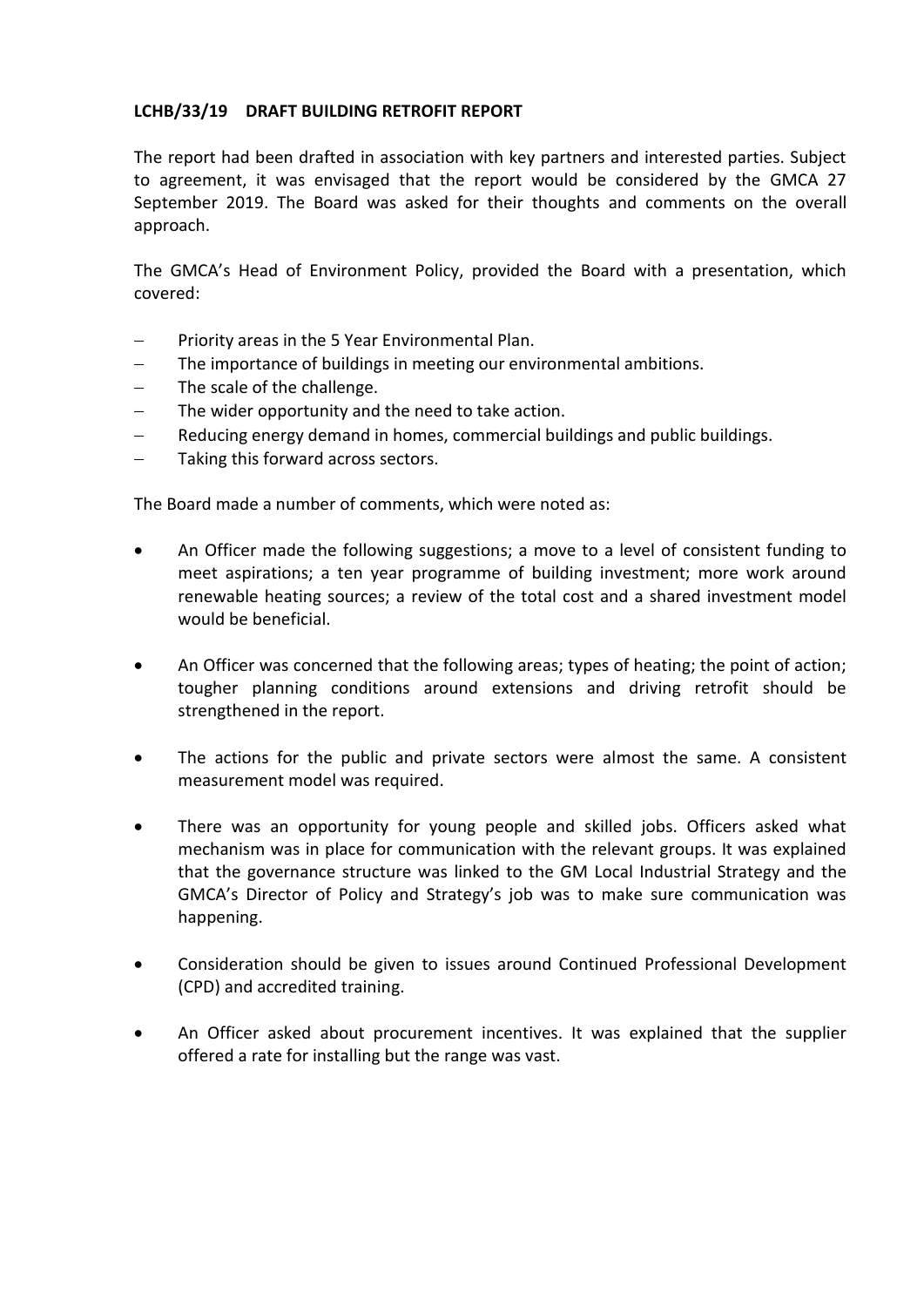**LCHB/33/19 DRAFT BUILDING RETROFIT REPORT**

The report had been drafted in association with key partners and interested parties. Subject to agreement, it was envisaged that the report would be considered by the GMCA 27 September 2019. The Board was asked for their thoughts and comments on the overall approach.

The GMCA's Head of Environment Policy, provided the Board with a presentation, which covered:

- Priority areas in the 5 Year Environmental Plan.
- The importance of buildings in meeting our environmental ambitions.
- The scale of the challenge.
- The wider opportunity and the need to take action.
- Reducing energy demand in homes, commercial buildings and public buildings.
- Taking this forward across sectors.

The Board made a number of comments, which were noted as:

- An Officer made the following suggestions; a move to a level of consistent funding to meet aspirations; a ten year programme of building investment; more work around renewable heating sources; a review of the total cost and a shared investment model would be beneficial.
- An Officer was concerned that the following areas; types of heating; the point of action; tougher planning conditions around extensions and driving retrofit should be strengthened in the report.
- The actions for the public and private sectors were almost the same. A consistent measurement model was required.
- There was an opportunity for young people and skilled jobs. Officers asked what mechanism was in place for communication with the relevant groups. It was explained that the governance structure was linked to the GM Local Industrial Strategy and the GMCA's Director of Policy and Strategy's job was to make sure communication was happening.
- Consideration should be given to issues around Continued Professional Development (CPD) and accredited training.
- An Officer asked about procurement incentives. It was explained that the supplier offered a rate for installing but the range was vast.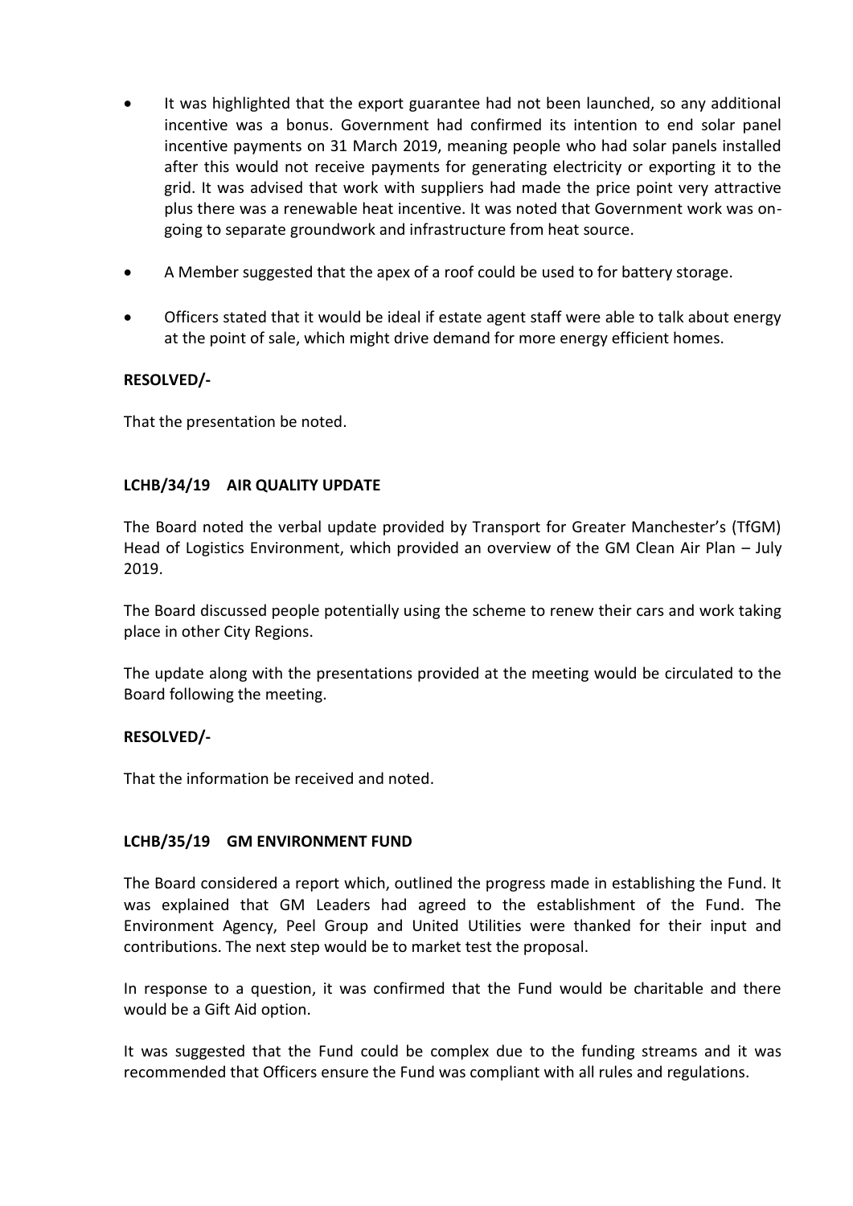- It was highlighted that the export guarantee had not been launched, so any additional incentive was a bonus. Government had confirmed its intention to end solar panel incentive payments on 31 March 2019, meaning people who had solar panels installed after this would not receive payments for generating electricity or exporting it to the grid. It was advised that work with suppliers had made the price point very attractive plus there was a renewable heat incentive. It was noted that Government work was on-going to separate groundwork and infrastructure from heat source.

- A Member suggested that the apex of a roof could be used to for battery storage.

- Officers stated that it would be ideal if estate agent staff were able to talk about energy at the point of sale, which might drive demand for more energy efficient homes.

**RESOLVED/-**

That the presentation be noted.

### LCHB/34/19 AIR QUALITY UPDATE

The Board noted the verbal update provided by Transport for Greater Manchester's (TfGM) Head of Logistics Environment, which provided an overview of the GM Clean Air Plan – July 2019.

The Board discussed people potentially using the scheme to renew their cars and work taking place in other City Regions.

The update along with the presentations provided at the meeting would be circulated to the Board following the meeting.

**RESOLVED/-**

That the information be received and noted.

### LCHB/35/19 GM ENVIRONMENT FUND

The Board considered a report which, outlined the progress made in establishing the Fund. It was explained that GM Leaders had agreed to the establishment of the Fund. The Environment Agency, Peel Group and United Utilities were thanked for their input and contributions. The next step would be to market test the proposal.

In response to a question, it was confirmed that the Fund would be charitable and there would be a Gift Aid option.

It was suggested that the Fund could be complex due to the funding streams and it was recommended that Officers ensure the Fund was compliant with all rules and regulations.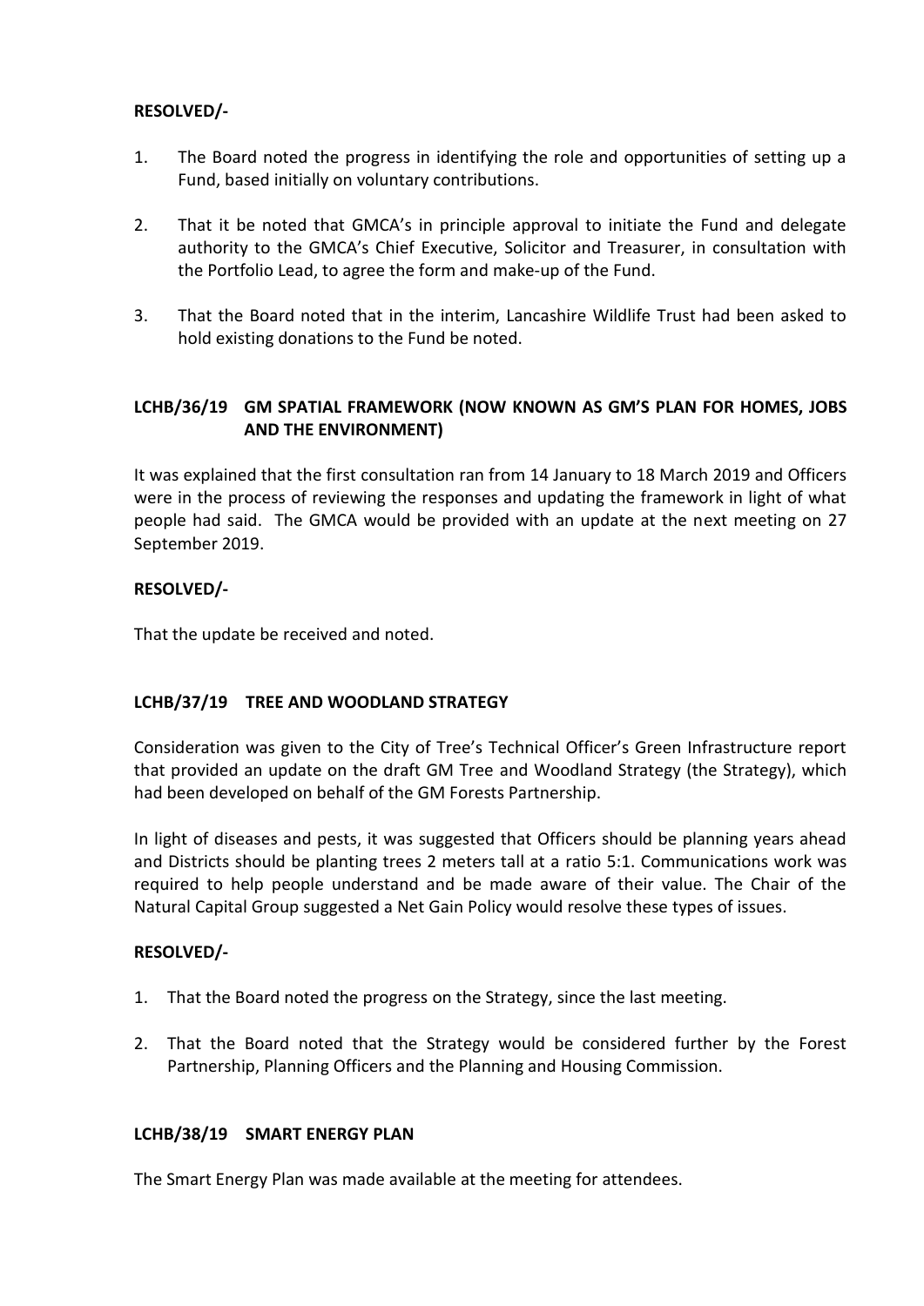**RESOLVED/-**

1. The Board noted the progress in identifying the role and opportunities of setting up a Fund, based initially on voluntary contributions.

2. That it be noted that GMCA's in principle approval to initiate the Fund and delegate authority to the GMCA's Chief Executive, Solicitor and Treasurer, in consultation with the Portfolio Lead, to agree the form and make-up of the Fund.

3. That the Board noted that in the interim, Lancashire Wildlife Trust had been asked to hold existing donations to the Fund be noted.

## LCHB/36/19 GM SPATIAL FRAMEWORK (NOW KNOWN AS GM'S PLAN FOR HOMES, JOBS AND THE ENVIRONMENT)

It was explained that the first consultation ran from 14 January to 18 March 2019 and Officers were in the process of reviewing the responses and updating the framework in light of what people had said. The GMCA would be provided with an update at the next meeting on 27 September 2019.

**RESOLVED/-**

That the update be received and noted.

## LCHB/37/19 TREE AND WOODLAND STRATEGY

Consideration was given to the City of Tree's Technical Officer's Green Infrastructure report that provided an update on the draft GM Tree and Woodland Strategy (the Strategy), which had been developed on behalf of the GM Forests Partnership.

In light of diseases and pests, it was suggested that Officers should be planning years ahead and Districts should be planting trees 2 meters tall at a ratio 5:1. Communications work was required to help people understand and be made aware of their value. The Chair of the Natural Capital Group suggested a Net Gain Policy would resolve these types of issues.

**RESOLVED/-**

1. That the Board noted the progress on the Strategy, since the last meeting.

2. That the Board noted that the Strategy would be considered further by the Forest Partnership, Planning Officers and the Planning and Housing Commission.

## LCHB/38/19 SMART ENERGY PLAN

The Smart Energy Plan was made available at the meeting for attendees.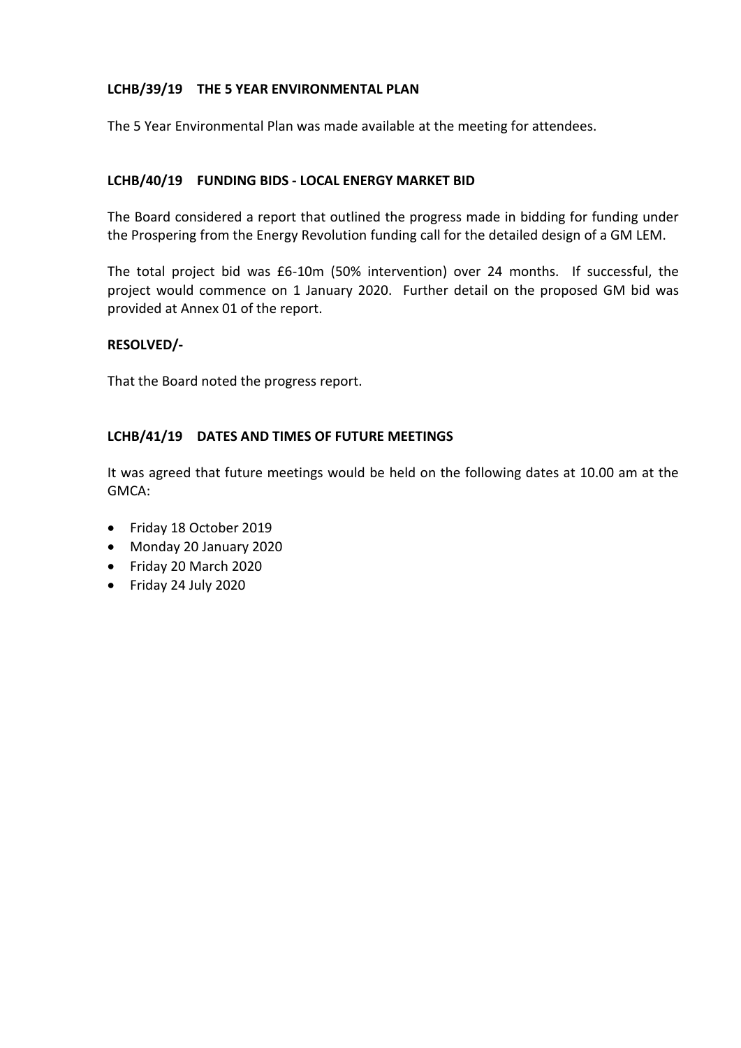**LCHB/39/19 THE 5 YEAR ENVIRONMENTAL PLAN**

The 5 Year Environmental Plan was made available at the meeting for attendees.

**LCHB/40/19 FUNDING BIDS - LOCAL ENERGY MARKET BID**

The Board considered a report that outlined the progress made in bidding for funding under the Prospering from the Energy Revolution funding call for the detailed design of a GM LEM.

The total project bid was £6-10m (50% intervention) over 24 months. If successful, the project would commence on 1 January 2020. Further detail on the proposed GM bid was provided at Annex 01 of the report.

**RESOLVED/-**

That the Board noted the progress report.

**LCHB/41/19 DATES AND TIMES OF FUTURE MEETINGS**

It was agreed that future meetings would be held on the following dates at 10.00 am at the GMCA:

- Friday 18 October 2019
- Monday 20 January 2020
- Friday 20 March 2020
- Friday 24 July 2020